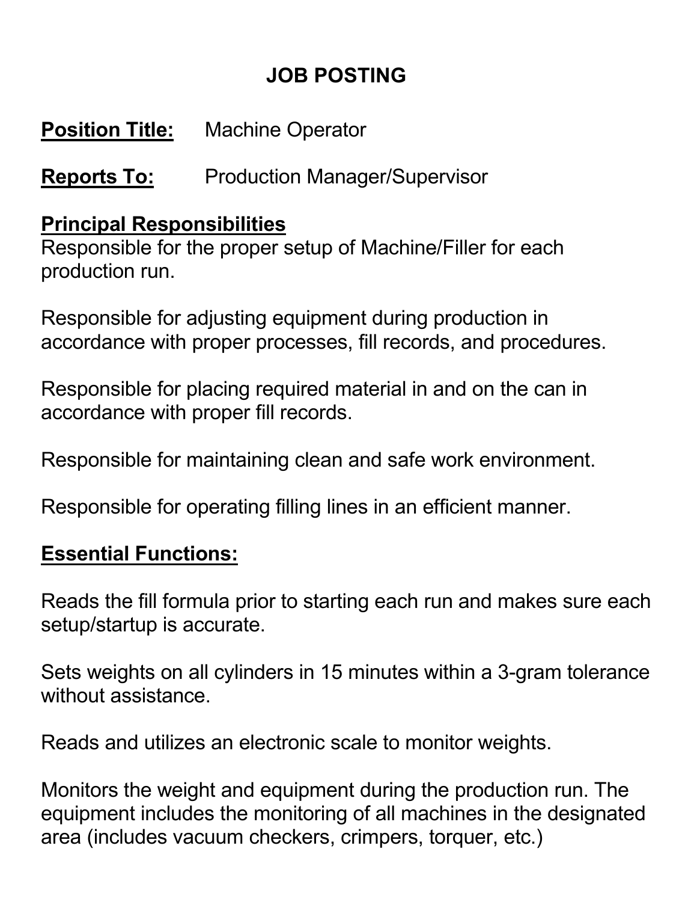# JOB POSTING

**Position Title:** Machine Operator

**Reports To:** Production Manager/Supervisor

## Principal Responsibilities

Responsible for the proper setup of Machine/Filler for each production run.

Responsible for adjusting equipment during production in accordance with proper processes, fill records, and procedures.

Responsible for placing required material in and on the can in accordance with proper fill records.

Responsible for maintaining clean and safe work environment.

Responsible for operating filling lines in an efficient manner.

## Essential Functions:

Reads the fill formula prior to starting each run and makes sure each setup/startup is accurate.

Sets weights on all cylinders in 15 minutes within a 3-gram tolerance without assistance.

Reads and utilizes an electronic scale to monitor weights.

Monitors the weight and equipment during the production run. The equipment includes the monitoring of all machines in the designated area (includes vacuum checkers, crimpers, torquer, etc.)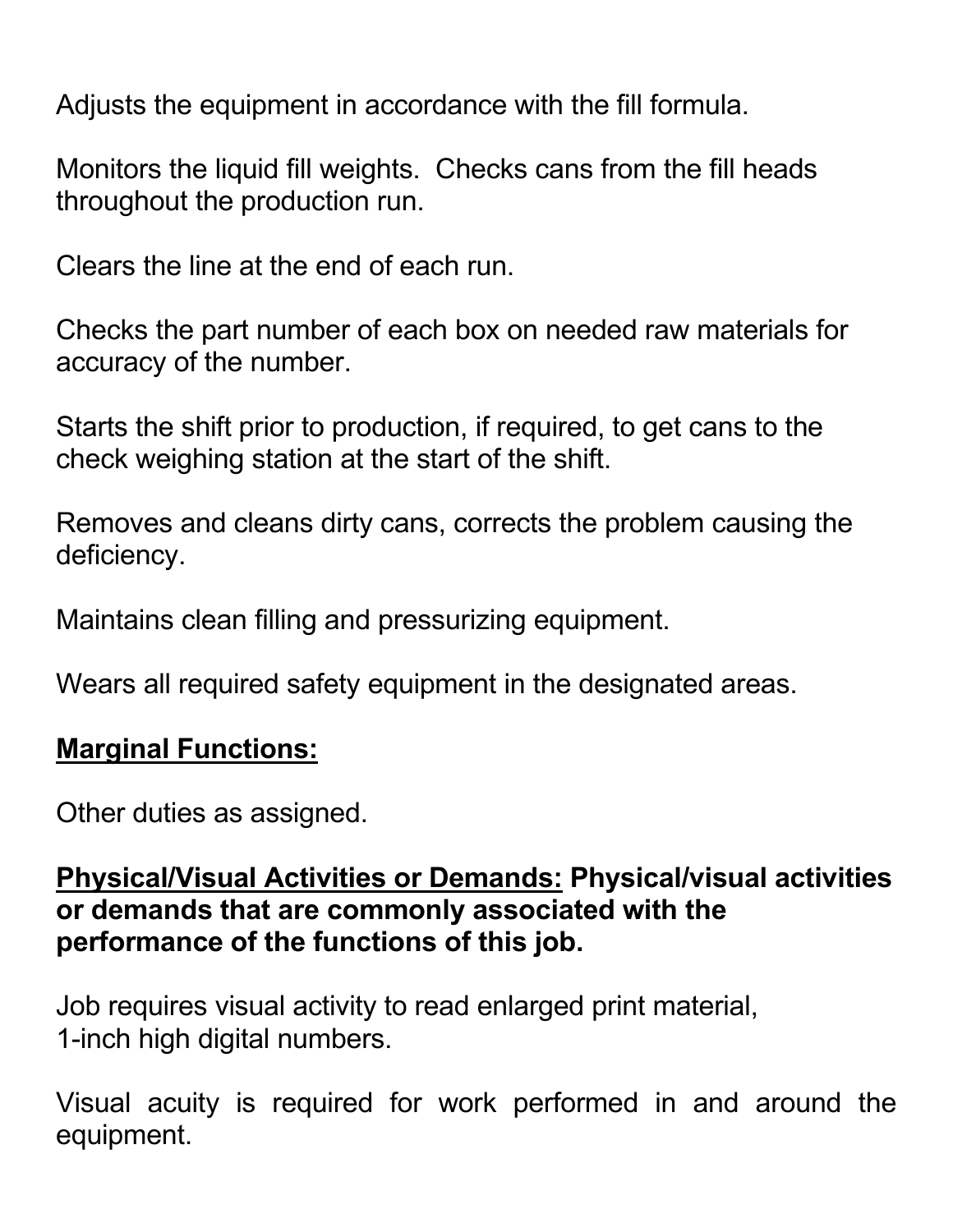Adjusts the equipment in accordance with the fill formula.

Monitors the liquid fill weights.  Checks cans from the fill heads throughout the production run.

Clears the line at the end of each run.

Checks the part number of each box on needed raw materials for accuracy of the number.

Starts the shift prior to production, if required, to get cans to the check weighing station at the start of the shift.

Removes and cleans dirty cans, corrects the problem causing the deficiency.

Maintains clean filling and pressurizing equipment.

Wears all required safety equipment in the designated areas.

**<u>Marginal Functions:</u>**

Other duties as assigned.

**<u>Physical/Visual Activities or Demands:</u> Physical/visual activities or demands that are commonly associated with the performance of the functions of this job.**

Job requires visual activity to read enlarged print material, 1-inch high digital numbers.

Visual acuity is required for work performed in and around the equipment.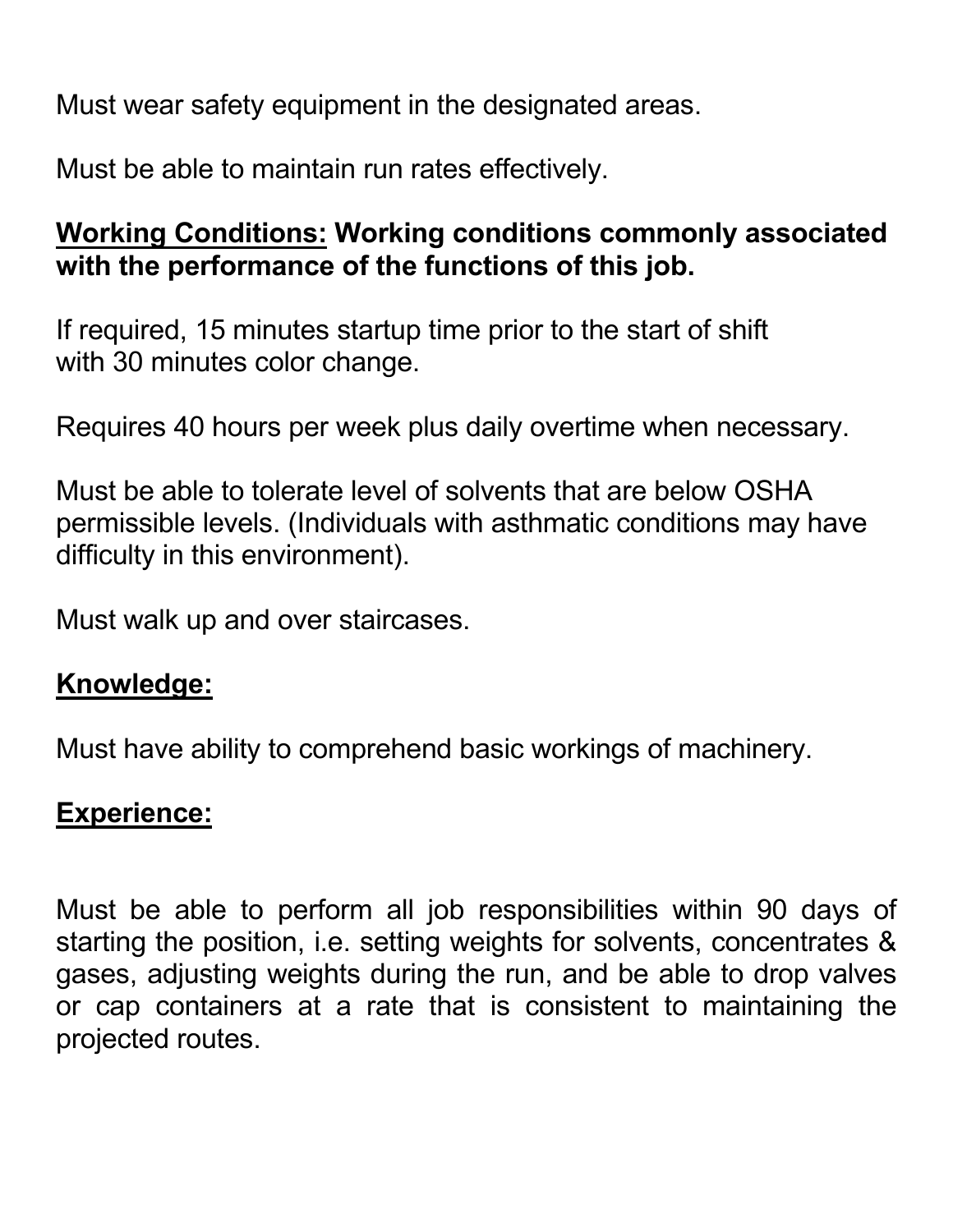Must wear safety equipment in the designated areas.

Must be able to maintain run rates effectively.

**<u>Working Conditions:</u> Working conditions commonly associated with the performance of the functions of this job.**

If required, 15 minutes startup time prior to the start of shift with 30 minutes color change.

Requires 40 hours per week plus daily overtime when necessary.

Must be able to tolerate level of solvents that are below OSHA permissible levels. (Individuals with asthmatic conditions may have difficulty in this environment).

Must walk up and over staircases.

**<u>Knowledge:</u>**

Must have ability to comprehend basic workings of machinery.

**<u>Experience:</u>**

Must be able to perform all job responsibilities within 90 days of starting the position, i.e. setting weights for solvents, concentrates & gases, adjusting weights during the run, and be able to drop valves or cap containers at a rate that is consistent to maintaining the projected routes.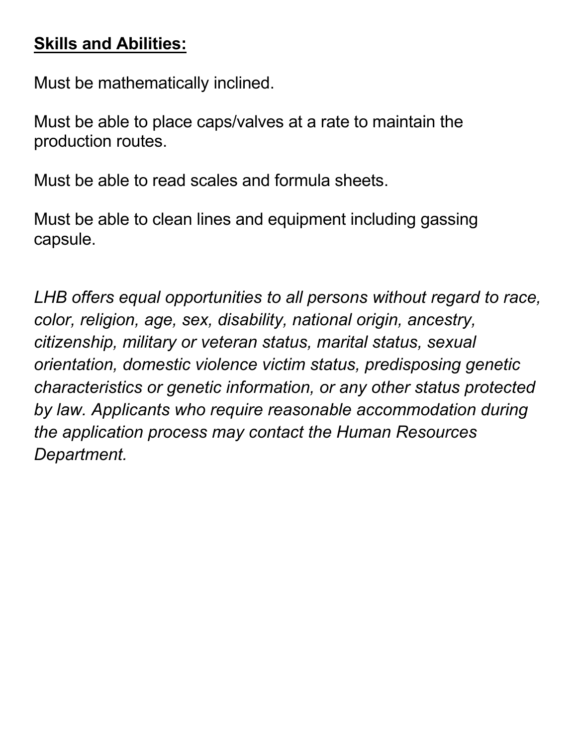**Skills and Abilities:**

Must be mathematically inclined.

Must be able to place caps/valves at a rate to maintain the production routes.

Must be able to read scales and formula sheets.

Must be able to clean lines and equipment including gassing capsule.

*LHB offers equal opportunities to all persons without regard to race, color, religion, age, sex, disability, national origin, ancestry, citizenship, military or veteran status, marital status, sexual orientation, domestic violence victim status, predisposing genetic characteristics or genetic information, or any other status protected by law. Applicants who require reasonable accommodation during the application process may contact the Human Resources Department.*